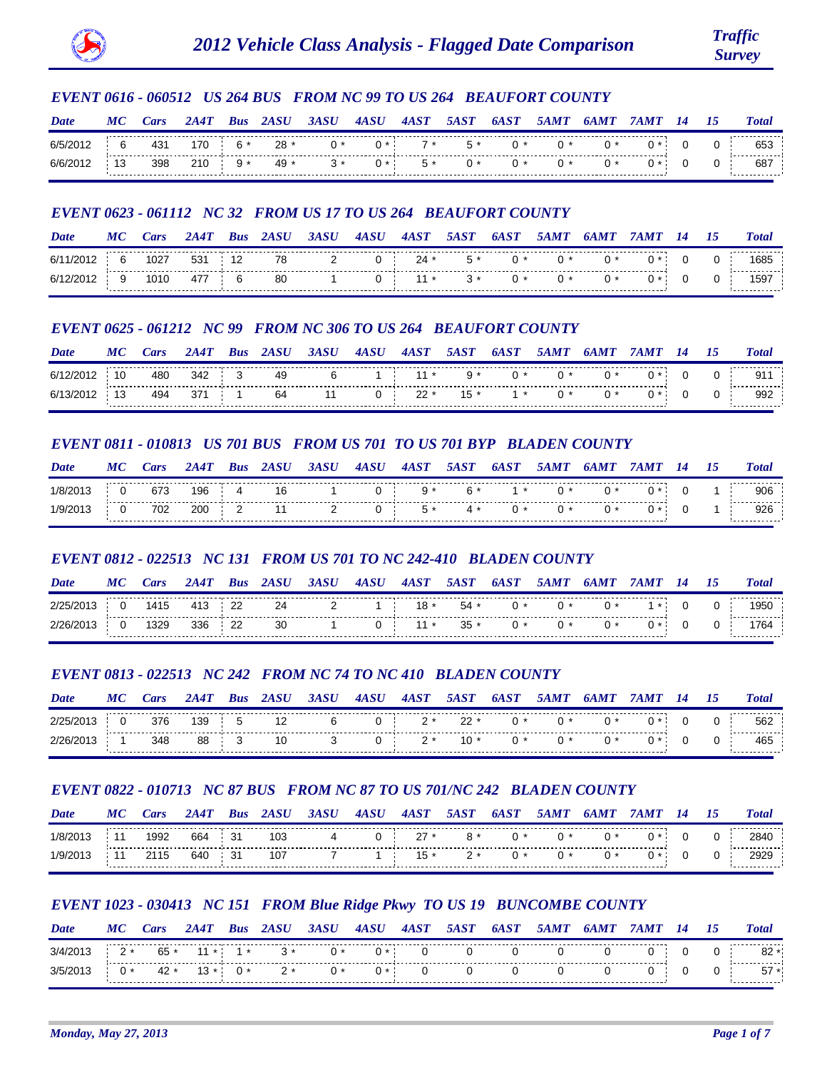# 2012 Vehicle Class Analysis - Flagged Date Comparison

*Traffic Survey*

### EVENT 0616 - 060512 US 264 BUS FROM NC 99 TO US 264 BEAUFORT COUNTY

| Date | MC | Cars | 2A4T | Bus | 2ASU | 3ASU | 4ASU | 4AST | 5AST | 6AST | 5AMT | 6AMT | 7AMT | 14 | 15 | Total |
|---|---|---|---|---|---|---|---|---|---|---|---|---|---|---|---|---|
| 6/5/2012 | 6 | 431 | 170 | 6 * | 28 * | 0 * | 0 * | 7 * | 5 * | 0 * | 0 * | 0 * | 0 * | 0 | 0 | 653 |
| 6/6/2012 | 13 | 398 | 210 | 9 * | 49 * | 3 * | 0 * | 5 * | 0 * | 0 * | 0 * | 0 * | 0 * | 0 | 0 | 687 |

### EVENT 0623 - 061112 NC 32 FROM US 17 TO US 264 BEAUFORT COUNTY

| Date | MC | Cars | 2A4T | Bus | 2ASU | 3ASU | 4ASU | 4AST | 5AST | 6AST | 5AMT | 6AMT | 7AMT | 14 | 15 | Total |
|---|---|---|---|---|---|---|---|---|---|---|---|---|---|---|---|---|
| 6/11/2012 | 6 | 1027 | 531 | 12 | 78 | 2 | 0 | 24 * | 5 * | 0 * | 0 * | 0 * | 0 * | 0 | 0 | 1685 |
| 6/12/2012 | 9 | 1010 | 477 | 6 | 80 | 1 | 0 | 11 * | 3 * | 0 * | 0 * | 0 * | 0 * | 0 | 0 | 1597 |

### EVENT 0625 - 061212 NC 99 FROM NC 306 TO US 264 BEAUFORT COUNTY

| Date | MC | Cars | 2A4T | Bus | 2ASU | 3ASU | 4ASU | 4AST | 5AST | 6AST | 5AMT | 6AMT | 7AMT | 14 | 15 | Total |
|---|---|---|---|---|---|---|---|---|---|---|---|---|---|---|---|---|
| 6/12/2012 | 10 | 480 | 342 | 3 | 49 | 6 | 1 | 11 * | 9 * | 0 * | 0 * | 0 * | 0 * | 0 | 0 | 911 |
| 6/13/2012 | 13 | 494 | 371 | 1 | 64 | 11 | 0 | 22 * | 15 * | 1 * | 0 * | 0 * | 0 * | 0 | 0 | 992 |

### EVENT 0811 - 010813 US 701 BUS FROM US 701 TO US 701 BYP BLADEN COUNTY

| Date | MC | Cars | 2A4T | Bus | 2ASU | 3ASU | 4ASU | 4AST | 5AST | 6AST | 5AMT | 6AMT | 7AMT | 14 | 15 | Total |
|---|---|---|---|---|---|---|---|---|---|---|---|---|---|---|---|---|
| 1/8/2013 | 0 | 673 | 196 | 4 | 16 | 1 | 0 | 9 * | 6 * | 1 * | 0 * | 0 * | 0 * | 0 | 1 | 906 |
| 1/9/2013 | 0 | 702 | 200 | 2 | 11 | 2 | 0 | 5 * | 4 * | 0 * | 0 * | 0 * | 0 * | 0 | 1 | 926 |

### EVENT 0812 - 022513 NC 131 FROM US 701 TO NC 242-410 BLADEN COUNTY

| Date | MC | Cars | 2A4T | Bus | 2ASU | 3ASU | 4ASU | 4AST | 5AST | 6AST | 5AMT | 6AMT | 7AMT | 14 | 15 | Total |
|---|---|---|---|---|---|---|---|---|---|---|---|---|---|---|---|---|
| 2/25/2013 | 0 | 1415 | 413 | 22 | 24 | 2 | 1 | 18 * | 54 * | 0 * | 0 * | 0 * | 1 * | 0 | 0 | 1950 |
| 2/26/2013 | 0 | 1329 | 336 | 22 | 30 | 1 | 0 | 11 * | 35 * | 0 * | 0 * | 0 * | 0 * | 0 | 0 | 1764 |

### EVENT 0813 - 022513 NC 242 FROM NC 74 TO NC 410 BLADEN COUNTY

| Date | MC | Cars | 2A4T | Bus | 2ASU | 3ASU | 4ASU | 4AST | 5AST | 6AST | 5AMT | 6AMT | 7AMT | 14 | 15 | Total |
|---|---|---|---|---|---|---|---|---|---|---|---|---|---|---|---|---|
| 2/25/2013 | 0 | 376 | 139 | 5 | 12 | 6 | 0 | 2 * | 22 * | 0 * | 0 * | 0 * | 0 * | 0 | 0 | 562 |
| 2/26/2013 | 1 | 348 | 88 | 3 | 10 | 3 | 0 | 2 * | 10 * | 0 * | 0 * | 0 * | 0 * | 0 | 0 | 465 |

### EVENT 0822 - 010713 NC 87 BUS FROM NC 87 TO US 701/NC 242 BLADEN COUNTY

| Date | MC | Cars | 2A4T | Bus | 2ASU | 3ASU | 4ASU | 4AST | 5AST | 6AST | 5AMT | 6AMT | 7AMT | 14 | 15 | Total |
|---|---|---|---|---|---|---|---|---|---|---|---|---|---|---|---|---|
| 1/8/2013 | 11 | 1992 | 664 | 31 | 103 | 4 | 0 | 27 * | 8 * | 0 * | 0 * | 0 * | 0 * | 0 | 0 | 2840 |
| 1/9/2013 | 11 | 2115 | 640 | 31 | 107 | 7 | 1 | 15 * | 2 * | 0 * | 0 * | 0 * | 0 * | 0 | 0 | 2929 |

### EVENT 1023 - 030413 NC 151 FROM Blue Ridge Pkwy TO US 19 BUNCOMBE COUNTY

| Date | MC | Cars | 2A4T | Bus | 2ASU | 3ASU | 4ASU | 4AST | 5AST | 6AST | 5AMT | 6AMT | 7AMT | 14 | 15 | Total |
|---|---|---|---|---|---|---|---|---|---|---|---|---|---|---|---|---|
| 3/4/2013 | 2 * | 65 * | 11 * | 1 * | 3 * | 0 * | 0 * | 0 | 0 | 0 | 0 | 0 | 0 | 0 | 0 | 82 * |
| 3/5/2013 | 0 * | 42 * | 13 * | 0 * | 2 * | 0 * | 0 * | 0 | 0 | 0 | 0 | 0 | 0 | 0 | 0 | 57 * |

*Monday, May 27, 2013*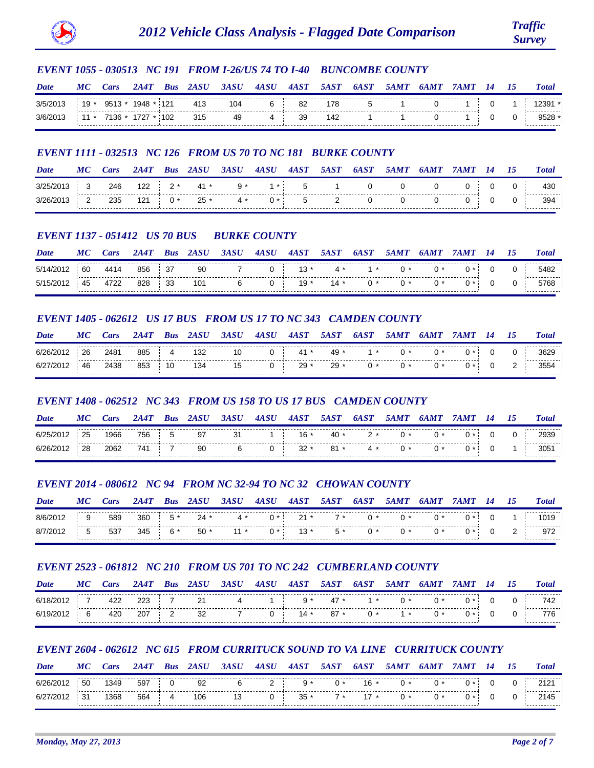# 2012 Vehicle Class Analysis - Flagged Date Comparison

## EVENT 1055 - 030513 NC 191 FROM I-26/US 74 TO I-40 BUNCOMBE COUNTY

| Date | MC | Cars | 2A4T | Bus | 2ASU | 3ASU | 4ASU | 4AST | 5AST | 6AST | 5AMT | 6AMT | 7AMT | 14 | 15 | Total |
|---|---|---|---|---|---|---|---|---|---|---|---|---|---|---|---|---|
| 3/5/2013 | 19 * | 9513 * | 1948 * | 121 | 413 | 104 | 6 | 82 | 178 | 5 | 1 | 0 | 1 | 0 | 1 | 12391 * |
| 3/6/2013 | 11 * | 7136 * | 1727 * | 102 | 315 | 49 | 4 | 39 | 142 | 1 | 1 | 0 | 1 | 0 | 0 | 9528 * |

## EVENT 1111 - 032513 NC 126 FROM US 70 TO NC 181 BURKE COUNTY

| Date | MC | Cars | 2A4T | Bus | 2ASU | 3ASU | 4ASU | 4AST | 5AST | 6AST | 5AMT | 6AMT | 7AMT | 14 | 15 | Total |
|---|---|---|---|---|---|---|---|---|---|---|---|---|---|---|---|---|
| 3/25/2013 | 3 | 246 | 122 | 2 * | 41 * | 9 * | 1 * | 5 | 1 | 0 | 0 | 0 | 0 | 0 | 0 | 430 |
| 3/26/2013 | 2 | 235 | 121 | 0 * | 25 * | 4 * | 0 * | 5 | 2 | 0 | 0 | 0 | 0 | 0 | 0 | 394 |

## EVENT 1137 - 051412 US 70 BUS BURKE COUNTY

| Date | MC | Cars | 2A4T | Bus | 2ASU | 3ASU | 4ASU | 4AST | 5AST | 6AST | 5AMT | 6AMT | 7AMT | 14 | 15 | Total |
|---|---|---|---|---|---|---|---|---|---|---|---|---|---|---|---|---|
| 5/14/2012 | 60 | 4414 | 856 | 37 | 90 | 7 | 0 | 13 * | 4 * | 1 * | 0 * | 0 * | 0 * | 0 | 0 | 5482 |
| 5/15/2012 | 45 | 4722 | 828 | 33 | 101 | 6 | 0 | 19 * | 14 * | 0 * | 0 * | 0 * | 0 * | 0 | 0 | 5768 |

## EVENT 1405 - 062612 US 17 BUS FROM US 17 TO NC 343 CAMDEN COUNTY

| Date | MC | Cars | 2A4T | Bus | 2ASU | 3ASU | 4ASU | 4AST | 5AST | 6AST | 5AMT | 6AMT | 7AMT | 14 | 15 | Total |
|---|---|---|---|---|---|---|---|---|---|---|---|---|---|---|---|---|
| 6/26/2012 | 26 | 2481 | 885 | 4 | 132 | 10 | 0 | 41 * | 49 * | 1 * | 0 * | 0 * | 0 * | 0 | 0 | 3629 |
| 6/27/2012 | 46 | 2438 | 853 | 10 | 134 | 15 | 0 | 29 * | 29 * | 0 * | 0 * | 0 * | 0 * | 0 | 2 | 3554 |

## EVENT 1408 - 062512 NC 343 FROM US 158 TO US 17 BUS CAMDEN COUNTY

| Date | MC | Cars | 2A4T | Bus | 2ASU | 3ASU | 4ASU | 4AST | 5AST | 6AST | 5AMT | 6AMT | 7AMT | 14 | 15 | Total |
|---|---|---|---|---|---|---|---|---|---|---|---|---|---|---|---|---|
| 6/25/2012 | 25 | 1966 | 756 | 5 | 97 | 31 | 1 | 16 * | 40 * | 2 * | 0 * | 0 * | 0 * | 0 | 0 | 2939 |
| 6/26/2012 | 28 | 2062 | 741 | 7 | 90 | 6 | 0 | 32 * | 81 * | 4 * | 0 * | 0 * | 0 * | 0 | 1 | 3051 |

## EVENT 2014 - 080612 NC 94 FROM NC 32-94 TO NC 32 CHOWAN COUNTY

| Date | MC | Cars | 2A4T | Bus | 2ASU | 3ASU | 4ASU | 4AST | 5AST | 6AST | 5AMT | 6AMT | 7AMT | 14 | 15 | Total |
|---|---|---|---|---|---|---|---|---|---|---|---|---|---|---|---|---|
| 8/6/2012 | 9 | 589 | 360 | 5 * | 24 * | 4 * | 0 * | 21 * | 7 * | 0 * | 0 * | 0 * | 0 * | 0 | 1 | 1019 |
| 8/7/2012 | 5 | 537 | 345 | 6 * | 50 * | 11 * | 0 * | 13 * | 5 * | 0 * | 0 * | 0 * | 0 * | 0 | 2 | 972 |

## EVENT 2523 - 061812 NC 210 FROM US 701 TO NC 242 CUMBERLAND COUNTY

| Date | MC | Cars | 2A4T | Bus | 2ASU | 3ASU | 4ASU | 4AST | 5AST | 6AST | 5AMT | 6AMT | 7AMT | 14 | 15 | Total |
|---|---|---|---|---|---|---|---|---|---|---|---|---|---|---|---|---|
| 6/18/2012 | 7 | 422 | 223 | 7 | 21 | 4 | 1 | 9 * | 47 * | 1 * | 0 * | 0 * | 0 * | 0 | 0 | 742 |
| 6/19/2012 | 6 | 420 | 207 | 2 | 32 | 7 | 0 | 14 * | 87 * | 0 * | 1 * | 0 * | 0 * | 0 | 0 | 776 |

## EVENT 2604 - 062612 NC 615 FROM CURRITUCK SOUND TO VA LINE CURRITUCK COUNTY

| Date | MC | Cars | 2A4T | Bus | 2ASU | 3ASU | 4ASU | 4AST | 5AST | 6AST | 5AMT | 6AMT | 7AMT | 14 | 15 | Total |
|---|---|---|---|---|---|---|---|---|---|---|---|---|---|---|---|---|
| 6/26/2012 | 50 | 1349 | 597 | 0 | 92 | 6 | 2 | 9 * | 0 * | 16 * | 0 * | 0 * | 0 * | 0 | 0 | 2121 |
| 6/27/2012 | 31 | 1368 | 564 | 4 | 106 | 13 | 0 | 35 * | 7 * | 17 * | 0 * | 0 * | 0 * | 0 | 0 | 2145 |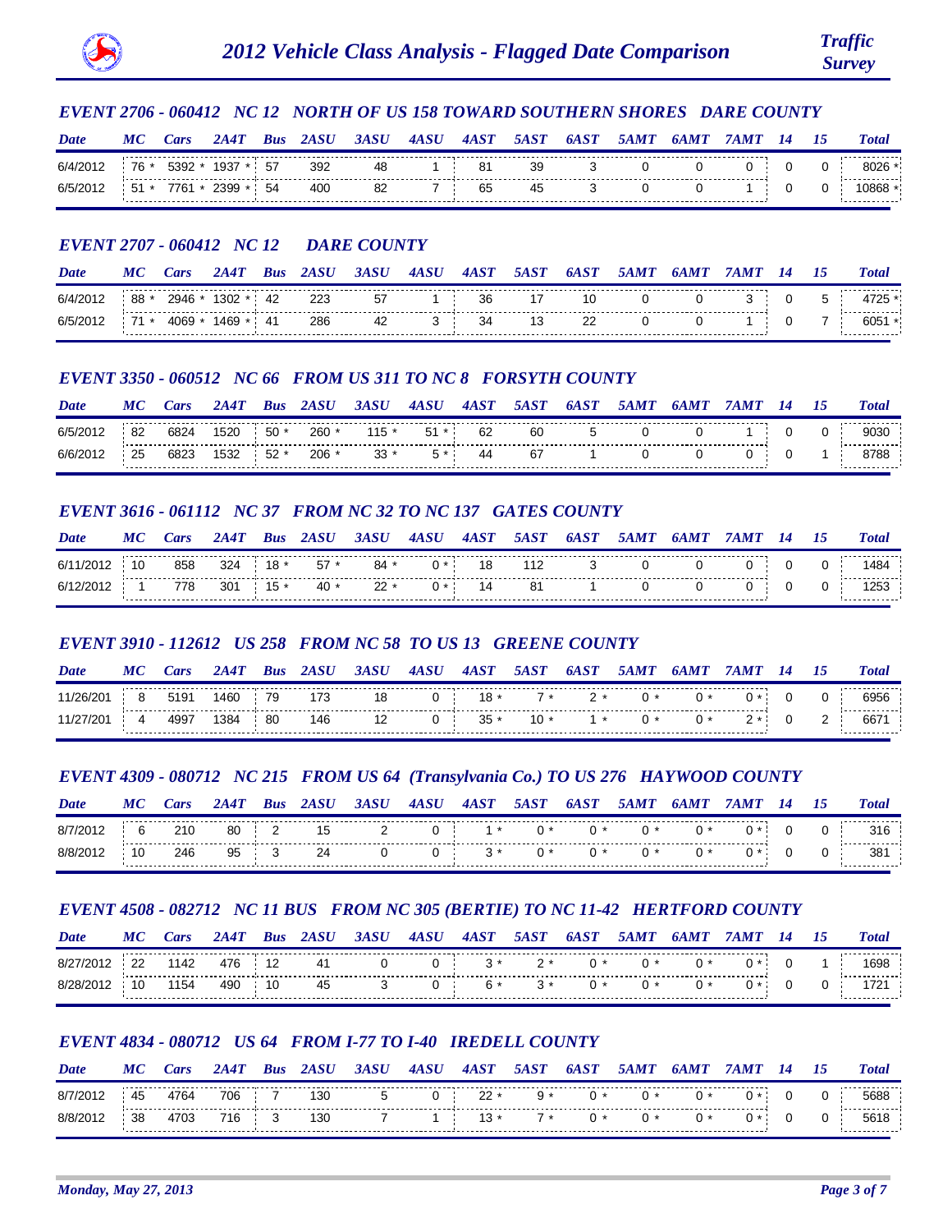# 2012 Vehicle Class Analysis - Flagged Date Comparison

### EVENT 2706 - 060412 NC 12 NORTH OF US 158 TOWARD SOUTHERN SHORES DARE COUNTY

| Date | MC | Cars | 2A4T | Bus | 2ASU | 3ASU | 4ASU | 4AST | 5AST | 6AST | 5AMT | 6AMT | 7AMT | 14 | 15 | Total |
|---|---|---|---|---|---|---|---|---|---|---|---|---|---|---|---|---|
| 6/4/2012 | 76 * | 5392 * | 1937 * | 57 | 392 | 48 | 1 | 81 | 39 | 3 | 0 | 0 | 0 | 0 | 0 | 8026 * |
| 6/5/2012 | 51 * | 7761 * | 2399 * | 54 | 400 | 82 | 7 | 65 | 45 | 3 | 0 | 0 | 1 | 0 | 0 | 10868 * |

### EVENT 2707 - 060412 NC 12 DARE COUNTY

| Date | MC | Cars | 2A4T | Bus | 2ASU | 3ASU | 4ASU | 4AST | 5AST | 6AST | 5AMT | 6AMT | 7AMT | 14 | 15 | Total |
|---|---|---|---|---|---|---|---|---|---|---|---|---|---|---|---|---|
| 6/4/2012 | 88 * | 2946 * | 1302 * | 42 | 223 | 57 | 1 | 36 | 17 | 10 | 0 | 0 | 3 | 0 | 5 | 4725 * |
| 6/5/2012 | 71 * | 4069 * | 1469 * | 41 | 286 | 42 | 3 | 34 | 13 | 22 | 0 | 0 | 1 | 0 | 7 | 6051 * |

### EVENT 3350 - 060512 NC 66 FROM US 311 TO NC 8 FORSYTH COUNTY

| Date | MC | Cars | 2A4T | Bus | 2ASU | 3ASU | 4ASU | 4AST | 5AST | 6AST | 5AMT | 6AMT | 7AMT | 14 | 15 | Total |
|---|---|---|---|---|---|---|---|---|---|---|---|---|---|---|---|---|
| 6/5/2012 | 82 | 6824 | 1520 | 50 * | 260 * | 115 * | 51 * | 62 | 60 | 5 | 0 | 0 | 1 | 0 | 0 | 9030 |
| 6/6/2012 | 25 | 6823 | 1532 | 52 * | 206 * | 33 * | 5 * | 44 | 67 | 1 | 0 | 0 | 0 | 0 | 1 | 8788 |

### EVENT 3616 - 061112 NC 37 FROM NC 32 TO NC 137 GATES COUNTY

| Date | MC | Cars | 2A4T | Bus | 2ASU | 3ASU | 4ASU | 4AST | 5AST | 6AST | 5AMT | 6AMT | 7AMT | 14 | 15 | Total |
|---|---|---|---|---|---|---|---|---|---|---|---|---|---|---|---|---|
| 6/11/2012 | 10 | 858 | 324 | 18 * | 57 * | 84 * | 0 * | 18 | 112 | 3 | 0 | 0 | 0 | 0 | 0 | 1484 |
| 6/12/2012 | 1 | 778 | 301 | 15 * | 40 * | 22 * | 0 * | 14 | 81 | 1 | 0 | 0 | 0 | 0 | 0 | 1253 |

### EVENT 3910 - 112612 US 258 FROM NC 58 TO US 13 GREENE COUNTY

| Date | MC | Cars | 2A4T | Bus | 2ASU | 3ASU | 4ASU | 4AST | 5AST | 6AST | 5AMT | 6AMT | 7AMT | 14 | 15 | Total |
|---|---|---|---|---|---|---|---|---|---|---|---|---|---|---|---|---|
| 11/26/201 | 8 | 5191 | 1460 | 79 | 173 | 18 | 0 | 18 * | 7 * | 2 * | 0 * | 0 * | 0 * | 0 | 0 | 6956 |
| 11/27/201 | 4 | 4997 | 1384 | 80 | 146 | 12 | 0 | 35 * | 10 * | 1 * | 0 * | 0 * | 2 * | 0 | 2 | 6671 |

### EVENT 4309 - 080712 NC 215 FROM US 64 (Transylvania Co.) TO US 276 HAYWOOD COUNTY

| Date | MC | Cars | 2A4T | Bus | 2ASU | 3ASU | 4ASU | 4AST | 5AST | 6AST | 5AMT | 6AMT | 7AMT | 14 | 15 | Total |
|---|---|---|---|---|---|---|---|---|---|---|---|---|---|---|---|---|
| 8/7/2012 | 6 | 210 | 80 | 2 | 15 | 2 | 0 | 1 * | 0 * | 0 * | 0 * | 0 * | 0 * | 0 | 0 | 316 |
| 8/8/2012 | 10 | 246 | 95 | 3 | 24 | 0 | 0 | 3 * | 0 * | 0 * | 0 * | 0 * | 0 * | 0 | 0 | 381 |

### EVENT 4508 - 082712 NC 11 BUS FROM NC 305 (BERTIE) TO NC 11-42 HERTFORD COUNTY

| Date | MC | Cars | 2A4T | Bus | 2ASU | 3ASU | 4ASU | 4AST | 5AST | 6AST | 5AMT | 6AMT | 7AMT | 14 | 15 | Total |
|---|---|---|---|---|---|---|---|---|---|---|---|---|---|---|---|---|
| 8/27/2012 | 22 | 1142 | 476 | 12 | 41 | 0 | 0 | 3 * | 2 * | 0 * | 0 * | 0 * | 0 * | 0 | 1 | 1698 |
| 8/28/2012 | 10 | 1154 | 490 | 10 | 45 | 3 | 0 | 6 * | 3 * | 0 * | 0 * | 0 * | 0 * | 0 | 0 | 1721 |

### EVENT 4834 - 080712 US 64 FROM I-77 TO I-40 IREDELL COUNTY

| Date | MC | Cars | 2A4T | Bus | 2ASU | 3ASU | 4ASU | 4AST | 5AST | 6AST | 5AMT | 6AMT | 7AMT | 14 | 15 | Total |
|---|---|---|---|---|---|---|---|---|---|---|---|---|---|---|---|---|
| 8/7/2012 | 45 | 4764 | 706 | 7 | 130 | 5 | 0 | 22 * | 9 * | 0 * | 0 * | 0 * | 0 * | 0 | 0 | 5688 |
| 8/8/2012 | 38 | 4703 | 716 | 3 | 130 | 7 | 1 | 13 * | 7 * | 0 * | 0 * | 0 * | 0 * | 0 | 0 | 5618 |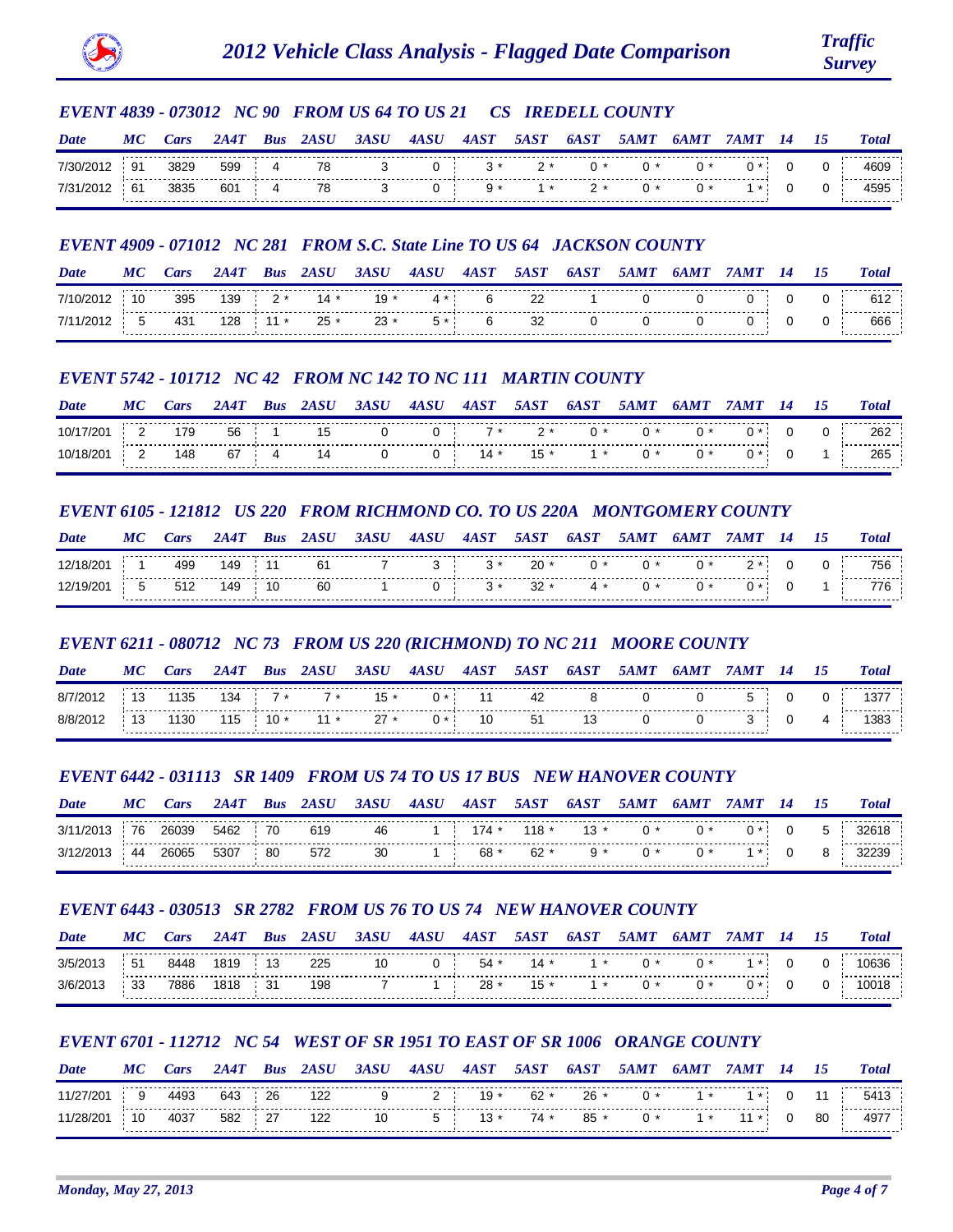# 2012 Vehicle Class Analysis - Flagged Date Comparison

*Traffic Survey*

### EVENT 4839 - 073012 NC 90 FROM US 64 TO US 21 CS IREDELL COUNTY

| Date | MC | Cars | 2A4T | Bus | 2ASU | 3ASU | 4ASU | 4AST | 5AST | 6AST | 5AMT | 6AMT | 7AMT | 14 | 15 | Total |
|---|---|---|---|---|---|---|---|---|---|---|---|---|---|---|---|---|
| 7/30/2012 | 91 | 3829 | 599 | 4 | 78 | 3 | 0 | 3 * | 2 * | 0 * | 0 * | 0 * | 0 * | 0 | 0 | 4609 |
| 7/31/2012 | 61 | 3835 | 601 | 4 | 78 | 3 | 0 | 9 * | 1 * | 2 * | 0 * | 0 * | 1 * | 0 | 0 | 4595 |

### EVENT 4909 - 071012 NC 281 FROM S.C. State Line TO US 64 JACKSON COUNTY

| Date | MC | Cars | 2A4T | Bus | 2ASU | 3ASU | 4ASU | 4AST | 5AST | 6AST | 5AMT | 6AMT | 7AMT | 14 | 15 | Total |
|---|---|---|---|---|---|---|---|---|---|---|---|---|---|---|---|---|
| 7/10/2012 | 10 | 395 | 139 | 2 * | 14 * | 19 * | 4 * | 6 | 22 | 1 | 0 | 0 | 0 | 0 | 0 | 612 |
| 7/11/2012 | 5 | 431 | 128 | 11 * | 25 * | 23 * | 5 * | 6 | 32 | 0 | 0 | 0 | 0 | 0 | 0 | 666 |

### EVENT 5742 - 101712 NC 42 FROM NC 142 TO NC 111 MARTIN COUNTY

| Date | MC | Cars | 2A4T | Bus | 2ASU | 3ASU | 4ASU | 4AST | 5AST | 6AST | 5AMT | 6AMT | 7AMT | 14 | 15 | Total |
|---|---|---|---|---|---|---|---|---|---|---|---|---|---|---|---|---|
| 10/17/201 | 2 | 179 | 56 | 1 | 15 | 0 | 0 | 7 * | 2 * | 0 * | 0 * | 0 * | 0 * | 0 | 0 | 262 |
| 10/18/201 | 2 | 148 | 67 | 4 | 14 | 0 | 0 | 14 * | 15 * | 1 * | 0 * | 0 * | 0 * | 0 | 1 | 265 |

### EVENT 6105 - 121812 US 220 FROM RICHMOND CO. TO US 220A MONTGOMERY COUNTY

| Date | MC | Cars | 2A4T | Bus | 2ASU | 3ASU | 4ASU | 4AST | 5AST | 6AST | 5AMT | 6AMT | 7AMT | 14 | 15 | Total |
|---|---|---|---|---|---|---|---|---|---|---|---|---|---|---|---|---|
| 12/18/201 | 1 | 499 | 149 | 11 | 61 | 7 | 3 | 3 * | 20 * | 0 * | 0 * | 0 * | 2 * | 0 | 0 | 756 |
| 12/19/201 | 5 | 512 | 149 | 10 | 60 | 1 | 0 | 3 * | 32 * | 4 * | 0 * | 0 * | 0 * | 0 | 1 | 776 |

### EVENT 6211 - 080712 NC 73 FROM US 220 (RICHMOND) TO NC 211 MOORE COUNTY

| Date | MC | Cars | 2A4T | Bus | 2ASU | 3ASU | 4ASU | 4AST | 5AST | 6AST | 5AMT | 6AMT | 7AMT | 14 | 15 | Total |
|---|---|---|---|---|---|---|---|---|---|---|---|---|---|---|---|---|
| 8/7/2012 | 13 | 1135 | 134 | 7 * | 7 * | 15 * | 0 * | 11 | 42 | 8 | 0 | 0 | 5 | 0 | 0 | 1377 |
| 8/8/2012 | 13 | 1130 | 115 | 10 * | 11 * | 27 * | 0 * | 10 | 51 | 13 | 0 | 0 | 3 | 0 | 4 | 1383 |

### EVENT 6442 - 031113 SR 1409 FROM US 74 TO US 17 BUS NEW HANOVER COUNTY

| Date | MC | Cars | 2A4T | Bus | 2ASU | 3ASU | 4ASU | 4AST | 5AST | 6AST | 5AMT | 6AMT | 7AMT | 14 | 15 | Total |
|---|---|---|---|---|---|---|---|---|---|---|---|---|---|---|---|---|
| 3/11/2013 | 76 | 26039 | 5462 | 70 | 619 | 46 | 1 | 174 * | 118 * | 13 * | 0 * | 0 * | 0 * | 0 | 5 | 32618 |
| 3/12/2013 | 44 | 26065 | 5307 | 80 | 572 | 30 | 1 | 68 * | 62 * | 9 * | 0 * | 0 * | 1 * | 0 | 8 | 32239 |

### EVENT 6443 - 030513 SR 2782 FROM US 76 TO US 74 NEW HANOVER COUNTY

| Date | MC | Cars | 2A4T | Bus | 2ASU | 3ASU | 4ASU | 4AST | 5AST | 6AST | 5AMT | 6AMT | 7AMT | 14 | 15 | Total |
|---|---|---|---|---|---|---|---|---|---|---|---|---|---|---|---|---|
| 3/5/2013 | 51 | 8448 | 1819 | 13 | 225 | 10 | 0 | 54 * | 14 * | 1 * | 0 * | 0 * | 1 * | 0 | 0 | 10636 |
| 3/6/2013 | 33 | 7886 | 1818 | 31 | 198 | 7 | 1 | 28 * | 15 * | 1 * | 0 * | 0 * | 0 * | 0 | 0 | 10018 |

### EVENT 6701 - 112712 NC 54 WEST OF SR 1951 TO EAST OF SR 1006 ORANGE COUNTY

| Date | MC | Cars | 2A4T | Bus | 2ASU | 3ASU | 4ASU | 4AST | 5AST | 6AST | 5AMT | 6AMT | 7AMT | 14 | 15 | Total |
|---|---|---|---|---|---|---|---|---|---|---|---|---|---|---|---|---|
| 11/27/201 | 9 | 4493 | 643 | 26 | 122 | 9 | 2 | 19 * | 62 * | 26 * | 0 * | 1 * | 1 * | 0 | 11 | 5413 |
| 11/28/201 | 10 | 4037 | 582 | 27 | 122 | 10 | 5 | 13 * | 74 * | 85 * | 0 * | 1 * | 11 * | 0 | 80 | 4977 |

*Monday, May 27, 2013*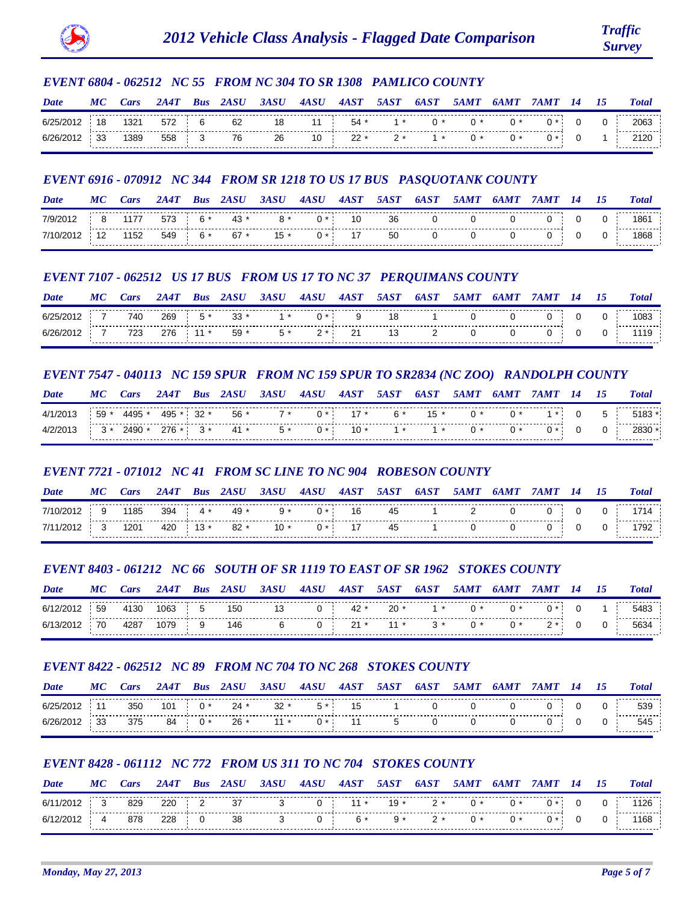# 2012 Vehicle Class Analysis - Flagged Date Comparison

### EVENT 6804 - 062512 NC 55 FROM NC 304 TO SR 1308 PAMLICO COUNTY

| Date | MC | Cars | 2A4T | Bus | 2ASU | 3ASU | 4ASU | 4AST | 5AST | 6AST | 5AMT | 6AMT | 7AMT | 14 | 15 | Total |
|---|---|---|---|---|---|---|---|---|---|---|---|---|---|---|---|---|
| 6/25/2012 | 18 | 1321 | 572 | 6 | 62 | 18 | 11 | 54 * | 1 * | 0 * | 0 * | 0 * | 0 * | 0 | 0 | 2063 |
| 6/26/2012 | 33 | 1389 | 558 | 3 | 76 | 26 | 10 | 22 * | 2 * | 1 * | 0 * | 0 * | 0 * | 0 | 1 | 2120 |

### EVENT 6916 - 070912 NC 344 FROM SR 1218 TO US 17 BUS PASQUOTANK COUNTY

| Date | MC | Cars | 2A4T | Bus | 2ASU | 3ASU | 4ASU | 4AST | 5AST | 6AST | 5AMT | 6AMT | 7AMT | 14 | 15 | Total |
|---|---|---|---|---|---|---|---|---|---|---|---|---|---|---|---|---|
| 7/9/2012 | 8 | 1177 | 573 | 6 * | 43 * | 8 * | 0 * | 10 | 36 | 0 | 0 | 0 | 0 | 0 | 0 | 1861 |
| 7/10/2012 | 12 | 1152 | 549 | 6 * | 67 * | 15 * | 0 * | 17 | 50 | 0 | 0 | 0 | 0 | 0 | 0 | 1868 |

### EVENT 7107 - 062512 US 17 BUS FROM US 17 TO NC 37 PERQUIMANS COUNTY

| Date | MC | Cars | 2A4T | Bus | 2ASU | 3ASU | 4ASU | 4AST | 5AST | 6AST | 5AMT | 6AMT | 7AMT | 14 | 15 | Total |
|---|---|---|---|---|---|---|---|---|---|---|---|---|---|---|---|---|
| 6/25/2012 | 7 | 740 | 269 | 5 * | 33 * | 1 * | 0 * | 9 | 18 | 1 | 0 | 0 | 0 | 0 | 0 | 1083 |
| 6/26/2012 | 7 | 723 | 276 | 11 * | 59 * | 5 * | 2 * | 21 | 13 | 2 | 0 | 0 | 0 | 0 | 0 | 1119 |

### EVENT 7547 - 040113 NC 159 SPUR FROM NC 159 SPUR TO SR2834 (NC ZOO) RANDOLPH COUNTY

| Date | MC | Cars | 2A4T | Bus | 2ASU | 3ASU | 4ASU | 4AST | 5AST | 6AST | 5AMT | 6AMT | 7AMT | 14 | 15 | Total |
|---|---|---|---|---|---|---|---|---|---|---|---|---|---|---|---|---|
| 4/1/2013 | 59 * | 4495 * | 495 * | 32 * | 56 * | 7 * | 0 * | 17 * | 6 * | 15 * | 0 * | 0 * | 1 * | 0 | 5 | 5183 * |
| 4/2/2013 | 3 * | 2490 * | 276 * | 3 * | 41 * | 5 * | 0 * | 10 * | 1 * | 1 * | 0 * | 0 * | 0 * | 0 | 0 | 2830 * |

### EVENT 7721 - 071012 NC 41 FROM SC LINE TO NC 904 ROBESON COUNTY

| Date | MC | Cars | 2A4T | Bus | 2ASU | 3ASU | 4ASU | 4AST | 5AST | 6AST | 5AMT | 6AMT | 7AMT | 14 | 15 | Total |
|---|---|---|---|---|---|---|---|---|---|---|---|---|---|---|---|---|
| 7/10/2012 | 9 | 1185 | 394 | 4 * | 49 * | 9 * | 0 * | 16 | 45 | 1 | 2 | 0 | 0 | 0 | 0 | 1714 |
| 7/11/2012 | 3 | 1201 | 420 | 13 * | 82 * | 10 * | 0 * | 17 | 45 | 1 | 0 | 0 | 0 | 0 | 0 | 1792 |

### EVENT 8403 - 061212 NC 66 SOUTH OF SR 1119 TO EAST OF SR 1962 STOKES COUNTY

| Date | MC | Cars | 2A4T | Bus | 2ASU | 3ASU | 4ASU | 4AST | 5AST | 6AST | 5AMT | 6AMT | 7AMT | 14 | 15 | Total |
|---|---|---|---|---|---|---|---|---|---|---|---|---|---|---|---|---|
| 6/12/2012 | 59 | 4130 | 1063 | 5 | 150 | 13 | 0 | 42 * | 20 * | 1 * | 0 * | 0 * | 0 * | 0 | 1 | 5483 |
| 6/13/2012 | 70 | 4287 | 1079 | 9 | 146 | 6 | 0 | 21 * | 11 * | 3 * | 0 * | 0 * | 2 * | 0 | 0 | 5634 |

### EVENT 8422 - 062512 NC 89 FROM NC 704 TO NC 268 STOKES COUNTY

| Date | MC | Cars | 2A4T | Bus | 2ASU | 3ASU | 4ASU | 4AST | 5AST | 6AST | 5AMT | 6AMT | 7AMT | 14 | 15 | Total |
|---|---|---|---|---|---|---|---|---|---|---|---|---|---|---|---|---|
| 6/25/2012 | 11 | 350 | 101 | 0 * | 24 * | 32 * | 5 * | 15 | 1 | 0 | 0 | 0 | 0 | 0 | 0 | 539 |
| 6/26/2012 | 33 | 375 | 84 | 0 * | 26 * | 11 * | 0 * | 11 | 5 | 0 | 0 | 0 | 0 | 0 | 0 | 545 |

### EVENT 8428 - 061112 NC 772 FROM US 311 TO NC 704 STOKES COUNTY

| Date | MC | Cars | 2A4T | Bus | 2ASU | 3ASU | 4ASU | 4AST | 5AST | 6AST | 5AMT | 6AMT | 7AMT | 14 | 15 | Total |
|---|---|---|---|---|---|---|---|---|---|---|---|---|---|---|---|---|
| 6/11/2012 | 3 | 829 | 220 | 2 | 37 | 3 | 0 | 11 * | 19 * | 2 * | 0 * | 0 * | 0 * | 0 | 0 | 1126 |
| 6/12/2012 | 4 | 878 | 228 | 0 | 38 | 3 | 0 | 6 * | 9 * | 2 * | 0 * | 0 * | 0 * | 0 | 0 | 1168 |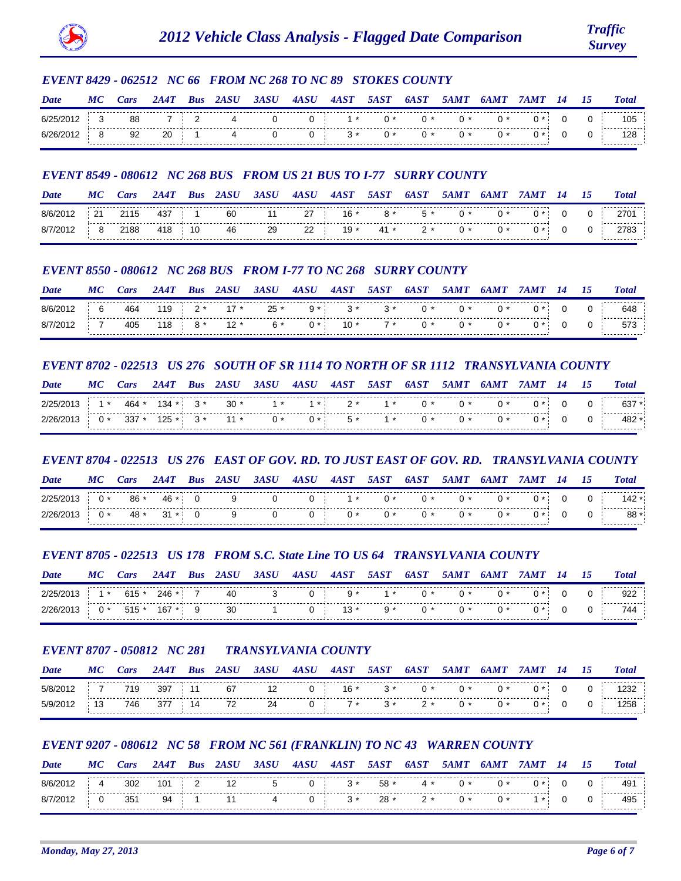# 2012 Vehicle Class Analysis - Flagged Date Comparison

*Traffic Survey*

### EVENT 8429 - 062512 NC 66 FROM NC 268 TO NC 89 STOKES COUNTY

| Date | MC | Cars | 2A4T | Bus | 2ASU | 3ASU | 4ASU | 4AST | 5AST | 6AST | 5AMT | 6AMT | 7AMT | 14 | 15 | Total |
|---|---|---|---|---|---|---|---|---|---|---|---|---|---|---|---|---|
| 6/25/2012 | 3 | 88 | 7 | 2 | 4 | 0 | 0 | 1 * | 0 * | 0 * | 0 * | 0 * | 0 * | 0 | 0 | 105 |
| 6/26/2012 | 8 | 92 | 20 | 1 | 4 | 0 | 0 | 3 * | 0 * | 0 * | 0 * | 0 * | 0 * | 0 | 0 | 128 |

### EVENT 8549 - 080612 NC 268 BUS FROM US 21 BUS TO I-77 SURRY COUNTY

| Date | MC | Cars | 2A4T | Bus | 2ASU | 3ASU | 4ASU | 4AST | 5AST | 6AST | 5AMT | 6AMT | 7AMT | 14 | 15 | Total |
|---|---|---|---|---|---|---|---|---|---|---|---|---|---|---|---|---|
| 8/6/2012 | 21 | 2115 | 437 | 1 | 60 | 11 | 27 | 16 * | 8 * | 5 * | 0 * | 0 * | 0 * | 0 | 0 | 2701 |
| 8/7/2012 | 8 | 2188 | 418 | 10 | 46 | 29 | 22 | 19 * | 41 * | 2 * | 0 * | 0 * | 0 * | 0 | 0 | 2783 |

### EVENT 8550 - 080612 NC 268 BUS FROM I-77 TO NC 268 SURRY COUNTY

| Date | MC | Cars | 2A4T | Bus | 2ASU | 3ASU | 4ASU | 4AST | 5AST | 6AST | 5AMT | 6AMT | 7AMT | 14 | 15 | Total |
|---|---|---|---|---|---|---|---|---|---|---|---|---|---|---|---|---|
| 8/6/2012 | 6 | 464 | 119 | 2 * | 17 * | 25 * | 9 * | 3 * | 3 * | 0 * | 0 * | 0 * | 0 * | 0 | 0 | 648 |
| 8/7/2012 | 7 | 405 | 118 | 8 * | 12 * | 6 * | 0 * | 10 * | 7 * | 0 * | 0 * | 0 * | 0 * | 0 | 0 | 573 |

### EVENT 8702 - 022513 US 276 SOUTH OF SR 1114 TO NORTH OF SR 1112 TRANSYLVANIA COUNTY

| Date | MC | Cars | 2A4T | Bus | 2ASU | 3ASU | 4ASU | 4AST | 5AST | 6AST | 5AMT | 6AMT | 7AMT | 14 | 15 | Total |
|---|---|---|---|---|---|---|---|---|---|---|---|---|---|---|---|---|
| 2/25/2013 | 1 * | 464 * | 134 * | 3 * | 30 * | 1 * | 1 * | 2 * | 1 * | 0 * | 0 * | 0 * | 0 * | 0 | 0 | 637 * |
| 2/26/2013 | 0 * | 337 * | 125 * | 3 * | 11 * | 0 * | 0 * | 5 * | 1 * | 0 * | 0 * | 0 * | 0 * | 0 | 0 | 482 * |

### EVENT 8704 - 022513 US 276 EAST OF GOV. RD. TO JUST EAST OF GOV. RD. TRANSYLVANIA COUNTY

| Date | MC | Cars | 2A4T | Bus | 2ASU | 3ASU | 4ASU | 4AST | 5AST | 6AST | 5AMT | 6AMT | 7AMT | 14 | 15 | Total |
|---|---|---|---|---|---|---|---|---|---|---|---|---|---|---|---|---|
| 2/25/2013 | 0 * | 86 * | 46 * | 0 | 9 | 0 | 0 | 1 * | 0 * | 0 * | 0 * | 0 * | 0 * | 0 | 0 | 142 * |
| 2/26/2013 | 0 * | 48 * | 31 * | 0 | 9 | 0 | 0 | 0 * | 0 * | 0 * | 0 * | 0 * | 0 * | 0 | 0 | 88 * |

### EVENT 8705 - 022513 US 178 FROM S.C. State Line TO US 64 TRANSYLVANIA COUNTY

| Date | MC | Cars | 2A4T | Bus | 2ASU | 3ASU | 4ASU | 4AST | 5AST | 6AST | 5AMT | 6AMT | 7AMT | 14 | 15 | Total |
|---|---|---|---|---|---|---|---|---|---|---|---|---|---|---|---|---|
| 2/25/2013 | 1 * | 615 * | 246 * | 7 | 40 | 3 | 0 | 9 * | 1 * | 0 * | 0 * | 0 * | 0 * | 0 | 0 | 922 |
| 2/26/2013 | 0 * | 515 * | 167 * | 9 | 30 | 1 | 0 | 13 * | 9 * | 0 * | 0 * | 0 * | 0 * | 0 | 0 | 744 |

### EVENT 8707 - 050812 NC 281 TRANSYLVANIA COUNTY

| Date | MC | Cars | 2A4T | Bus | 2ASU | 3ASU | 4ASU | 4AST | 5AST | 6AST | 5AMT | 6AMT | 7AMT | 14 | 15 | Total |
|---|---|---|---|---|---|---|---|---|---|---|---|---|---|---|---|---|
| 5/8/2012 | 7 | 719 | 397 | 11 | 67 | 12 | 0 | 16 * | 3 * | 0 * | 0 * | 0 * | 0 * | 0 | 0 | 1232 |
| 5/9/2012 | 13 | 746 | 377 | 14 | 72 | 24 | 0 | 7 * | 3 * | 2 * | 0 * | 0 * | 0 * | 0 | 0 | 1258 |

### EVENT 9207 - 080612 NC 58 FROM NC 561 (FRANKLIN) TO NC 43 WARREN COUNTY

| Date | MC | Cars | 2A4T | Bus | 2ASU | 3ASU | 4ASU | 4AST | 5AST | 6AST | 5AMT | 6AMT | 7AMT | 14 | 15 | Total |
|---|---|---|---|---|---|---|---|---|---|---|---|---|---|---|---|---|
| 8/6/2012 | 4 | 302 | 101 | 2 | 12 | 5 | 0 | 3 * | 58 * | 4 * | 0 * | 0 * | 0 * | 0 | 0 | 491 |
| 8/7/2012 | 0 | 351 | 94 | 1 | 11 | 4 | 0 | 3 * | 28 * | 2 * | 0 * | 0 * | 1 * | 0 | 0 | 495 |

*Monday, May 27, 2013*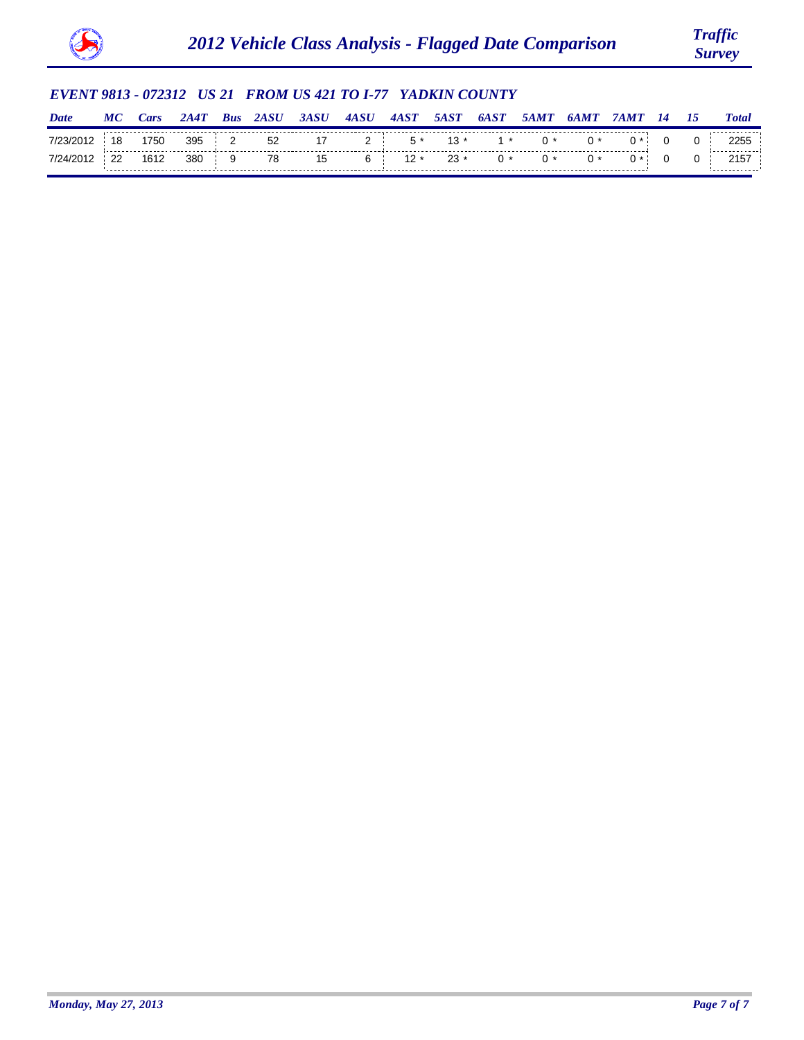# 2012 Vehicle Class Analysis - Flagged Date Comparison

*Traffic Survey*

## *EVENT 9813 - 072312 US 21 FROM US 421 TO I-77 YADKIN COUNTY*

| Date | MC | Cars | 2A4T | Bus | 2ASU | 3ASU | 4ASU | 4AST | 5AST | 6AST | 5AMT | 6AMT | 7AMT | 14 | 15 | Total |
|---|---|---|---|---|---|---|---|---|---|---|---|---|---|---|---|---|
| 7/23/2012 | 18 | 1750 | 395 | 2 | 52 | 17 | 2 | 5 * | 13 * | 1 * | 0 * | 0 * | 0 * | 0 | 0 | 2255 |
| 7/24/2012 | 22 | 1612 | 380 | 9 | 78 | 15 | 6 | 12 * | 23 * | 0 * | 0 * | 0 * | 0 * | 0 | 0 | 2157 |

*Monday, May 27, 2013*